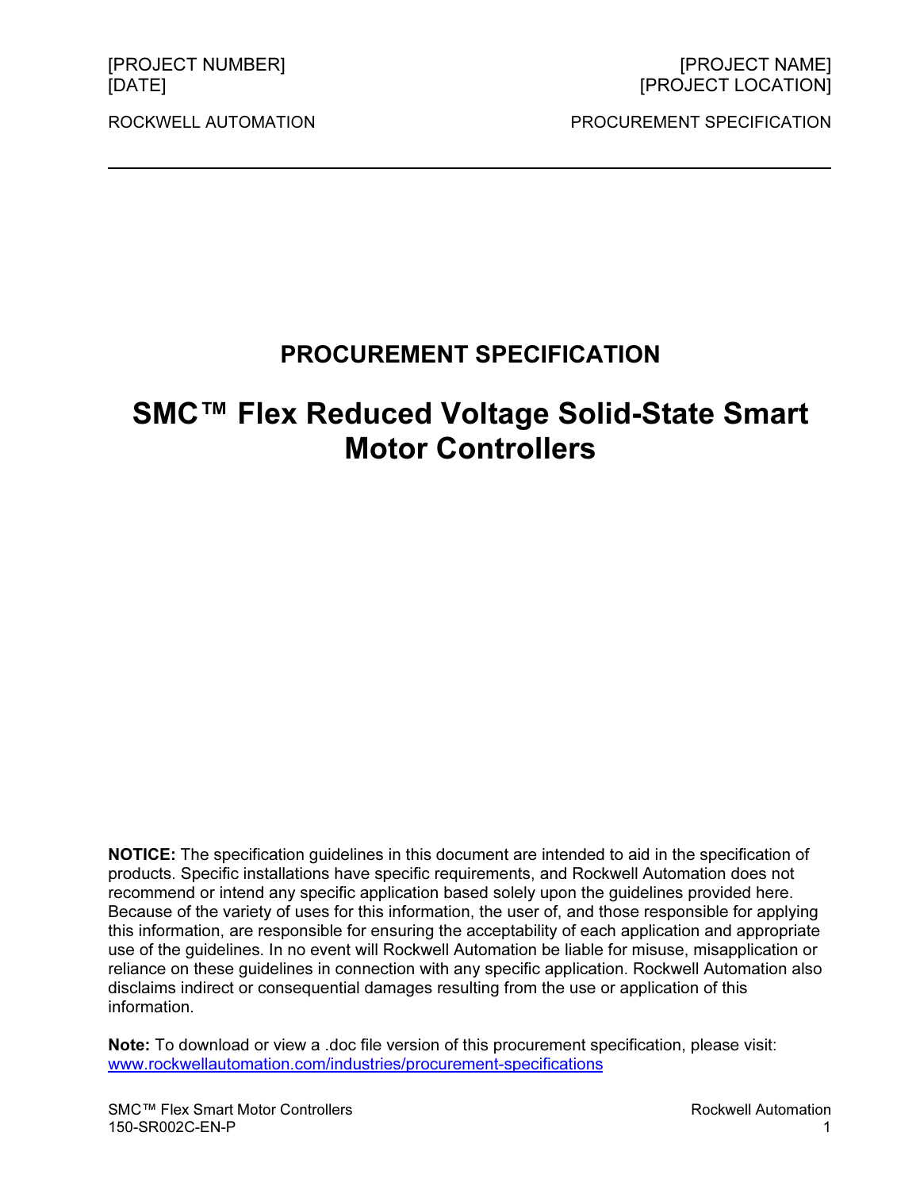[PROJECT NUMBER]
[DATE]

[PROJECT NAME]
[PROJECT LOCATION]

ROCKWELL AUTOMATION

PROCUREMENT SPECIFICATION

---

# PROCUREMENT SPECIFICATION

# SMC™ Flex Reduced Voltage Solid-State Smart Motor Controllers

**NOTICE:** The specification guidelines in this document are intended to aid in the specification of products. Specific installations have specific requirements, and Rockwell Automation does not recommend or intend any specific application based solely upon the guidelines provided here. Because of the variety of uses for this information, the user of, and those responsible for applying this information, are responsible for ensuring the acceptability of each application and appropriate use of the guidelines. In no event will Rockwell Automation be liable for misuse, misapplication or reliance on these guidelines in connection with any specific application. Rockwell Automation also disclaims indirect or consequential damages resulting from the use or application of this information.

**Note:** To download or view a .doc file version of this procurement specification, please visit: [www.rockwellautomation.com/industries/procurement-specifications](www.rockwellautomation.com/industries/procurement-specifications)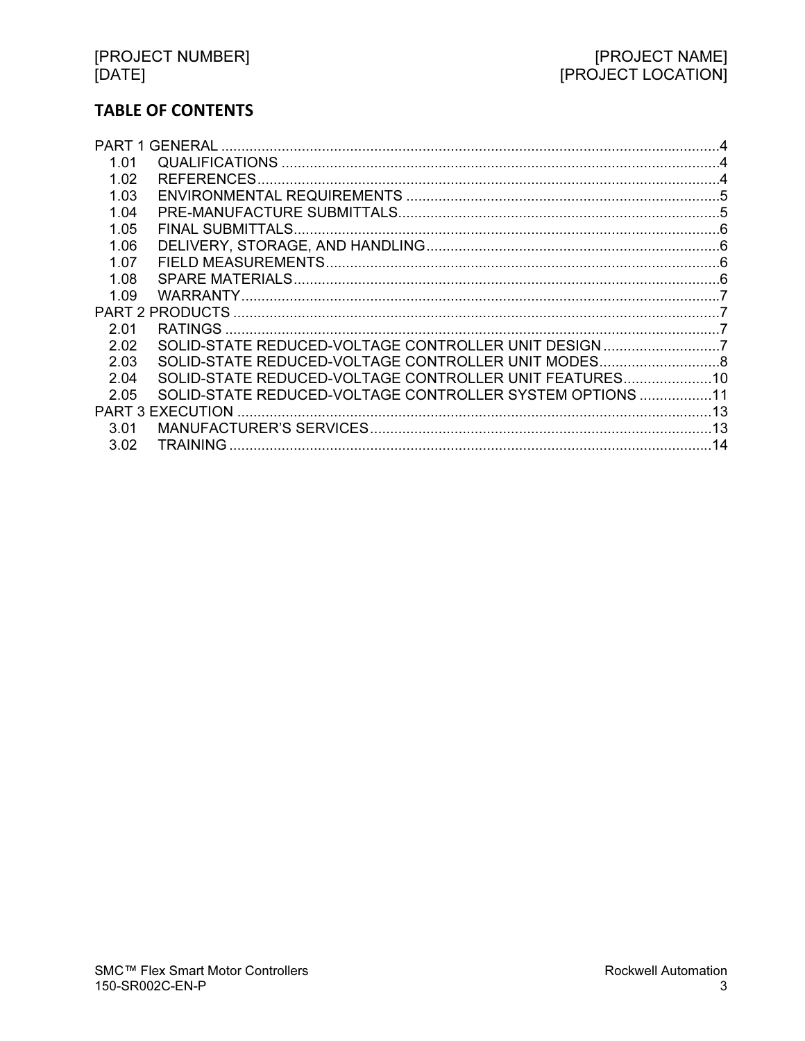## TABLE OF CONTENTS

PART 1 GENERAL ..................................................................................................................4
- 1.01 QUALIFICATIONS ..............................................................................................4
- 1.02 REFERENCES.....................................................................................................4
- 1.03 ENVIRONMENTAL REQUIREMENTS ...............................................................5
- 1.04 PRE-MANUFACTURE SUBMITTALS.................................................................5
- 1.05 FINAL SUBMITTALS...........................................................................................6
- 1.06 DELIVERY, STORAGE, AND HANDLING...........................................................6
- 1.07 FIELD MEASUREMENTS....................................................................................6
- 1.08 SPARE MATERIALS............................................................................................6
- 1.09 WARRANTY.........................................................................................................7

PART 2 PRODUCTS ...............................................................................................................7
- 2.01 RATINGS .............................................................................................................7
- 2.02 SOLID-STATE REDUCED-VOLTAGE CONTROLLER UNIT DESIGN ..............7
- 2.03 SOLID-STATE REDUCED-VOLTAGE CONTROLLER UNIT MODES...............8
- 2.04 SOLID-STATE REDUCED-VOLTAGE CONTROLLER UNIT FEATURES.......10
- 2.05 SOLID-STATE REDUCED-VOLTAGE CONTROLLER SYSTEM OPTIONS ...11

PART 3 EXECUTION ............................................................................................................13
- 3.01 MANUFACTURER'S SERVICES.......................................................................13
- 3.02 TRAINING ..........................................................................................................14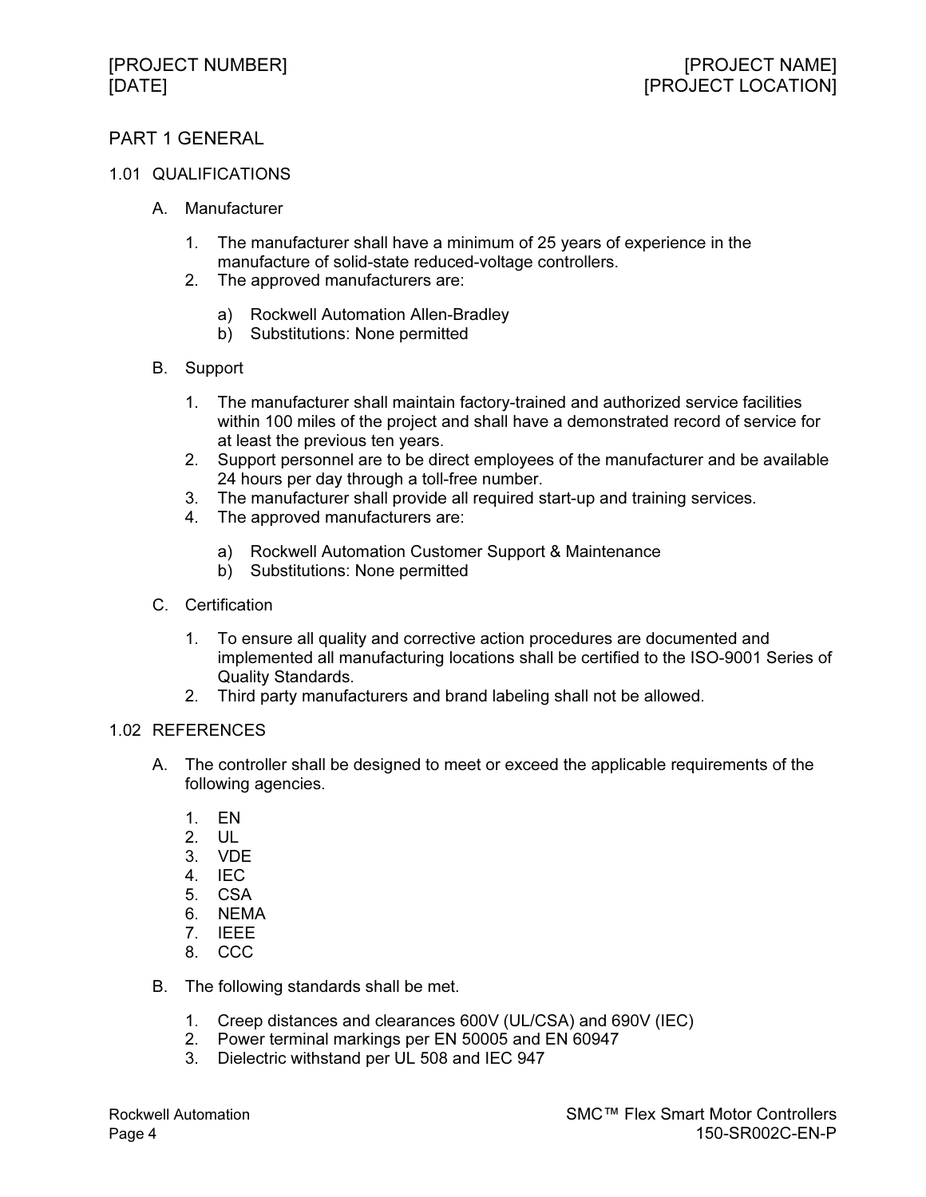## PART 1 GENERAL

### 1.01 QUALIFICATIONS

A. Manufacturer

1. The manufacturer shall have a minimum of 25 years of experience in the manufacture of solid-state reduced-voltage controllers.
2. The approved manufacturers are:

    a) Rockwell Automation Allen-Bradley
    b) Substitutions: None permitted

B. Support

1. The manufacturer shall maintain factory-trained and authorized service facilities within 100 miles of the project and shall have a demonstrated record of service for at least the previous ten years.
2. Support personnel are to be direct employees of the manufacturer and be available 24 hours per day through a toll-free number.
3. The manufacturer shall provide all required start-up and training services.
4. The approved manufacturers are:

    a) Rockwell Automation Customer Support & Maintenance
    b) Substitutions: None permitted

C. Certification

1. To ensure all quality and corrective action procedures are documented and implemented all manufacturing locations shall be certified to the ISO-9001 Series of Quality Standards.
2. Third party manufacturers and brand labeling shall not be allowed.

### 1.02 REFERENCES

A. The controller shall be designed to meet or exceed the applicable requirements of the following agencies.

1. EN
2. UL
3. VDE
4. IEC
5. CSA
6. NEMA
7. IEEE
8. CCC

B. The following standards shall be met.

1. Creep distances and clearances 600V (UL/CSA) and 690V (IEC)
2. Power terminal markings per EN 50005 and EN 60947
3. Dielectric withstand per UL 508 and IEC 947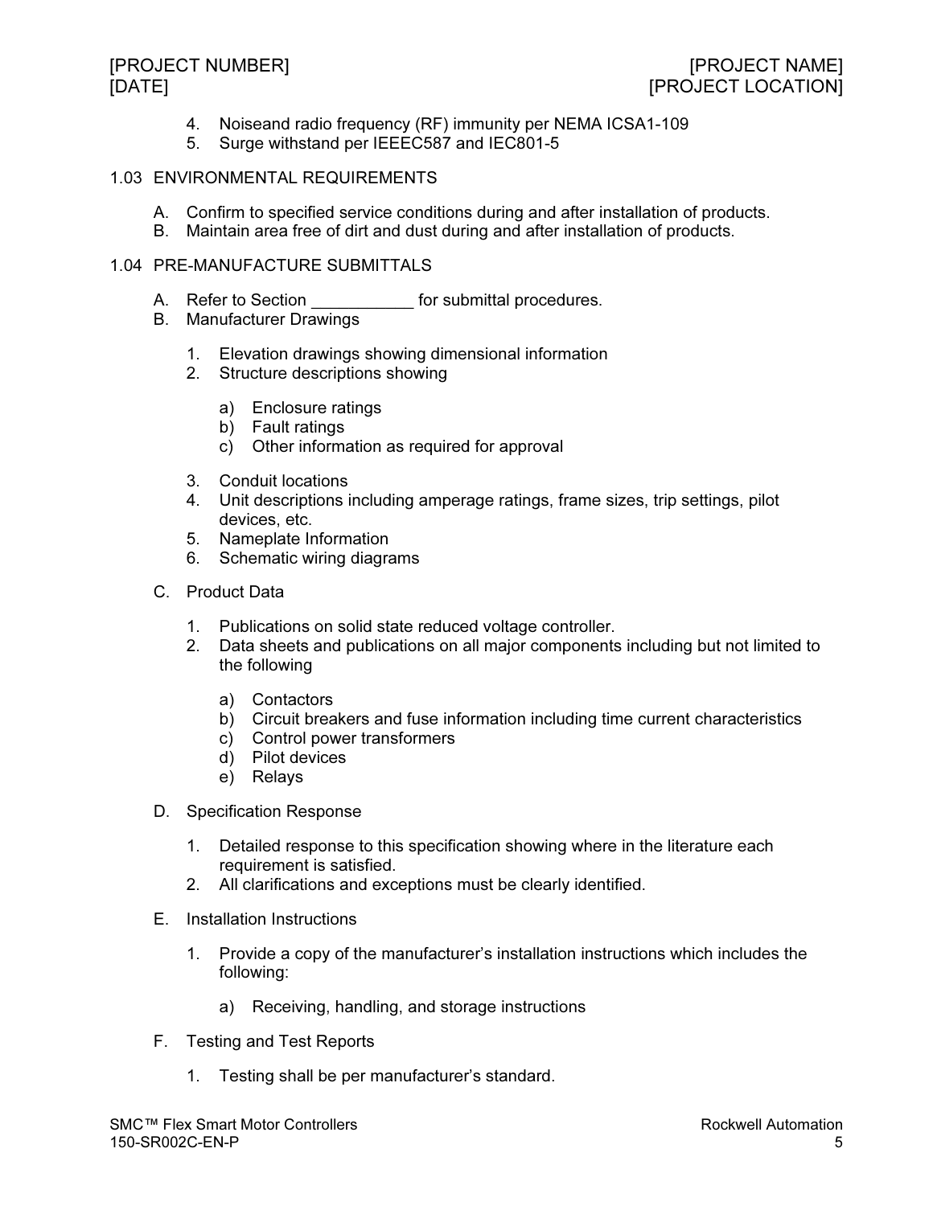4. Noiseand radio frequency (RF) immunity per NEMA ICSA1-109
5. Surge withstand per IEEEC587 and IEC801-5

## 1.03 ENVIRONMENTAL REQUIREMENTS

A. Confirm to specified service conditions during and after installation of products.
B. Maintain area free of dirt and dust during and after installation of products.

## 1.04 PRE-MANUFACTURE SUBMITTALS

A. Refer to Section ___________ for submittal procedures.
B. Manufacturer Drawings

   1. Elevation drawings showing dimensional information
   2. Structure descriptions showing

      a) Enclosure ratings
      b) Fault ratings
      c) Other information as required for approval

   3. Conduit locations
   4. Unit descriptions including amperage ratings, frame sizes, trip settings, pilot devices, etc.
   5. Nameplate Information
   6. Schematic wiring diagrams

C. Product Data

   1. Publications on solid state reduced voltage controller.
   2. Data sheets and publications on all major components including but not limited to the following

      a) Contactors
      b) Circuit breakers and fuse information including time current characteristics
      c) Control power transformers
      d) Pilot devices
      e) Relays

D. Specification Response

   1. Detailed response to this specification showing where in the literature each requirement is satisfied.
   2. All clarifications and exceptions must be clearly identified.

E. Installation Instructions

   1. Provide a copy of the manufacturer's installation instructions which includes the following:

      a) Receiving, handling, and storage instructions

F. Testing and Test Reports

   1. Testing shall be per manufacturer's standard.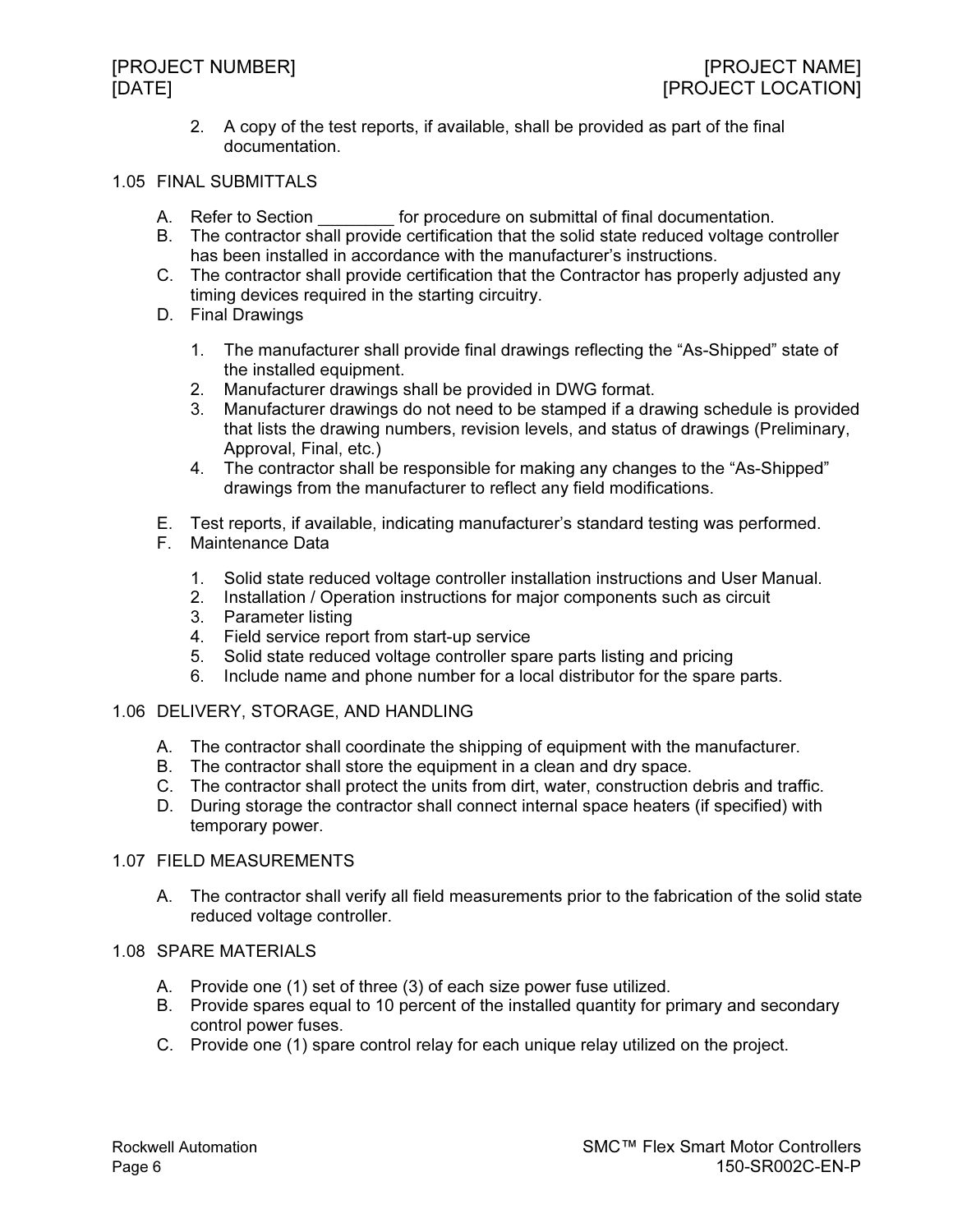2. A copy of the test reports, if available, shall be provided as part of the final documentation.

## 1.05 FINAL SUBMITTALS

A. Refer to Section ________ for procedure on submittal of final documentation.

B. The contractor shall provide certification that the solid state reduced voltage controller has been installed in accordance with the manufacturer's instructions.

C. The contractor shall provide certification that the Contractor has properly adjusted any timing devices required in the starting circuitry.

D. Final Drawings

1. The manufacturer shall provide final drawings reflecting the "As-Shipped" state of the installed equipment.
2. Manufacturer drawings shall be provided in DWG format.
3. Manufacturer drawings do not need to be stamped if a drawing schedule is provided that lists the drawing numbers, revision levels, and status of drawings (Preliminary, Approval, Final, etc.)
4. The contractor shall be responsible for making any changes to the "As-Shipped" drawings from the manufacturer to reflect any field modifications.

E. Test reports, if available, indicating manufacturer's standard testing was performed.

F. Maintenance Data

1. Solid state reduced voltage controller installation instructions and User Manual.
2. Installation / Operation instructions for major components such as circuit
3. Parameter listing
4. Field service report from start-up service
5. Solid state reduced voltage controller spare parts listing and pricing
6. Include name and phone number for a local distributor for the spare parts.

## 1.06 DELIVERY, STORAGE, AND HANDLING

A. The contractor shall coordinate the shipping of equipment with the manufacturer.

B. The contractor shall store the equipment in a clean and dry space.

C. The contractor shall protect the units from dirt, water, construction debris and traffic.

D. During storage the contractor shall connect internal space heaters (if specified) with temporary power.

## 1.07 FIELD MEASUREMENTS

A. The contractor shall verify all field measurements prior to the fabrication of the solid state reduced voltage controller.

## 1.08 SPARE MATERIALS

A. Provide one (1) set of three (3) of each size power fuse utilized.

B. Provide spares equal to 10 percent of the installed quantity for primary and secondary control power fuses.

C. Provide one (1) spare control relay for each unique relay utilized on the project.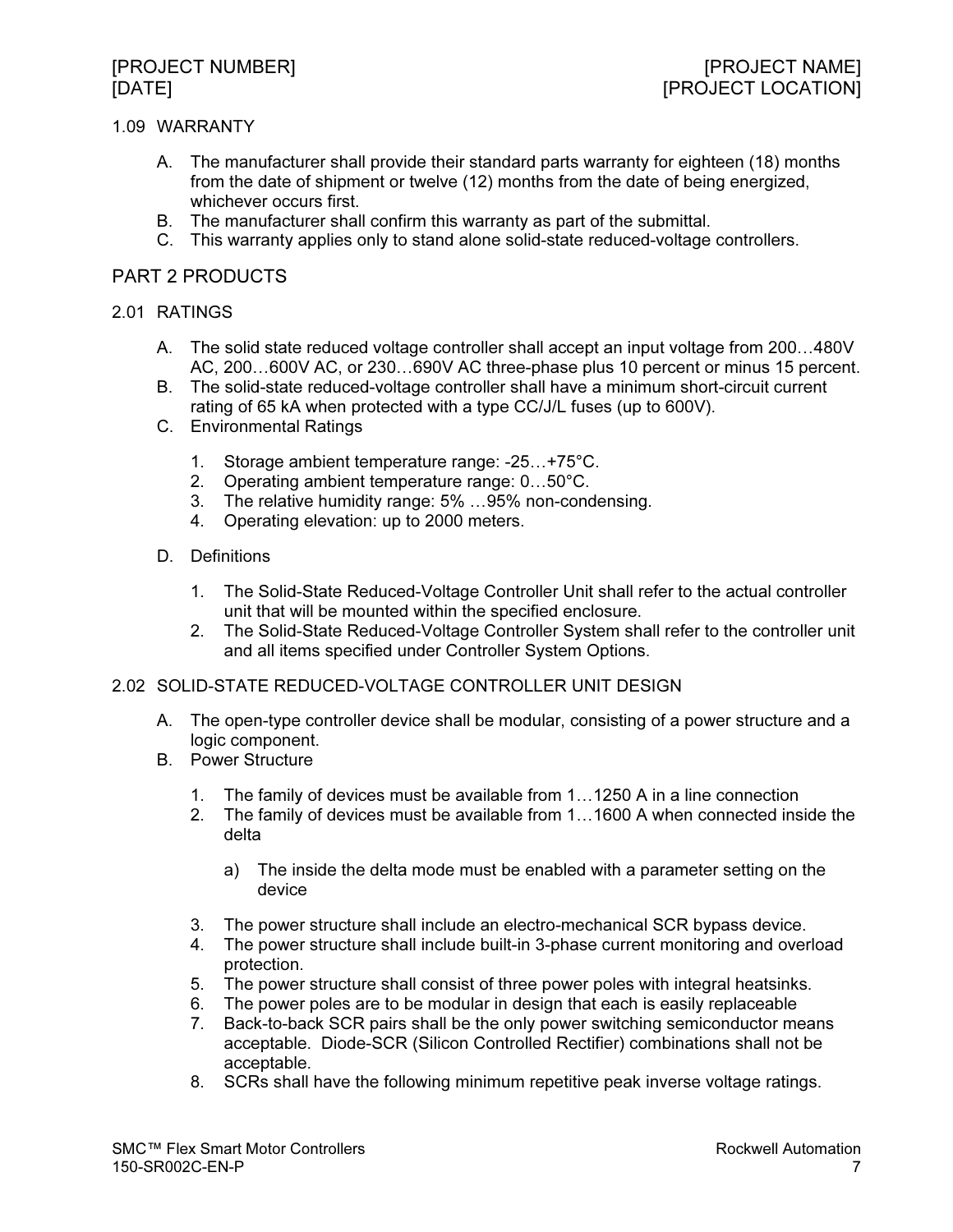### 1.09 WARRANTY

A. The manufacturer shall provide their standard parts warranty for eighteen (18) months from the date of shipment or twelve (12) months from the date of being energized, whichever occurs first.

B. The manufacturer shall confirm this warranty as part of the submittal.

C. This warranty applies only to stand alone solid-state reduced-voltage controllers.

## PART 2 PRODUCTS

### 2.01 RATINGS

A. The solid state reduced voltage controller shall accept an input voltage from 200…480V AC, 200…600V AC, or 230…690V AC three-phase plus 10 percent or minus 15 percent.

B. The solid-state reduced-voltage controller shall have a minimum short-circuit current rating of 65 kA when protected with a type CC/J/L fuses (up to 600V).

C. Environmental Ratings

1. Storage ambient temperature range: -25…+75°C.
2. Operating ambient temperature range: 0…50°C.
3. The relative humidity range: 5% …95% non-condensing.
4. Operating elevation: up to 2000 meters.

D. Definitions

1. The Solid-State Reduced-Voltage Controller Unit shall refer to the actual controller unit that will be mounted within the specified enclosure.
2. The Solid-State Reduced-Voltage Controller System shall refer to the controller unit and all items specified under Controller System Options.

### 2.02 SOLID-STATE REDUCED-VOLTAGE CONTROLLER UNIT DESIGN

A. The open-type controller device shall be modular, consisting of a power structure and a logic component.

B. Power Structure

1. The family of devices must be available from 1…1250 A in a line connection
2. The family of devices must be available from 1…1600 A when connected inside the delta

    a) The inside the delta mode must be enabled with a parameter setting on the device

3. The power structure shall include an electro-mechanical SCR bypass device.
4. The power structure shall include built-in 3-phase current monitoring and overload protection.
5. The power structure shall consist of three power poles with integral heatsinks.
6. The power poles are to be modular in design that each is easily replaceable
7. Back-to-back SCR pairs shall be the only power switching semiconductor means acceptable. Diode-SCR (Silicon Controlled Rectifier) combinations shall not be acceptable.
8. SCRs shall have the following minimum repetitive peak inverse voltage ratings.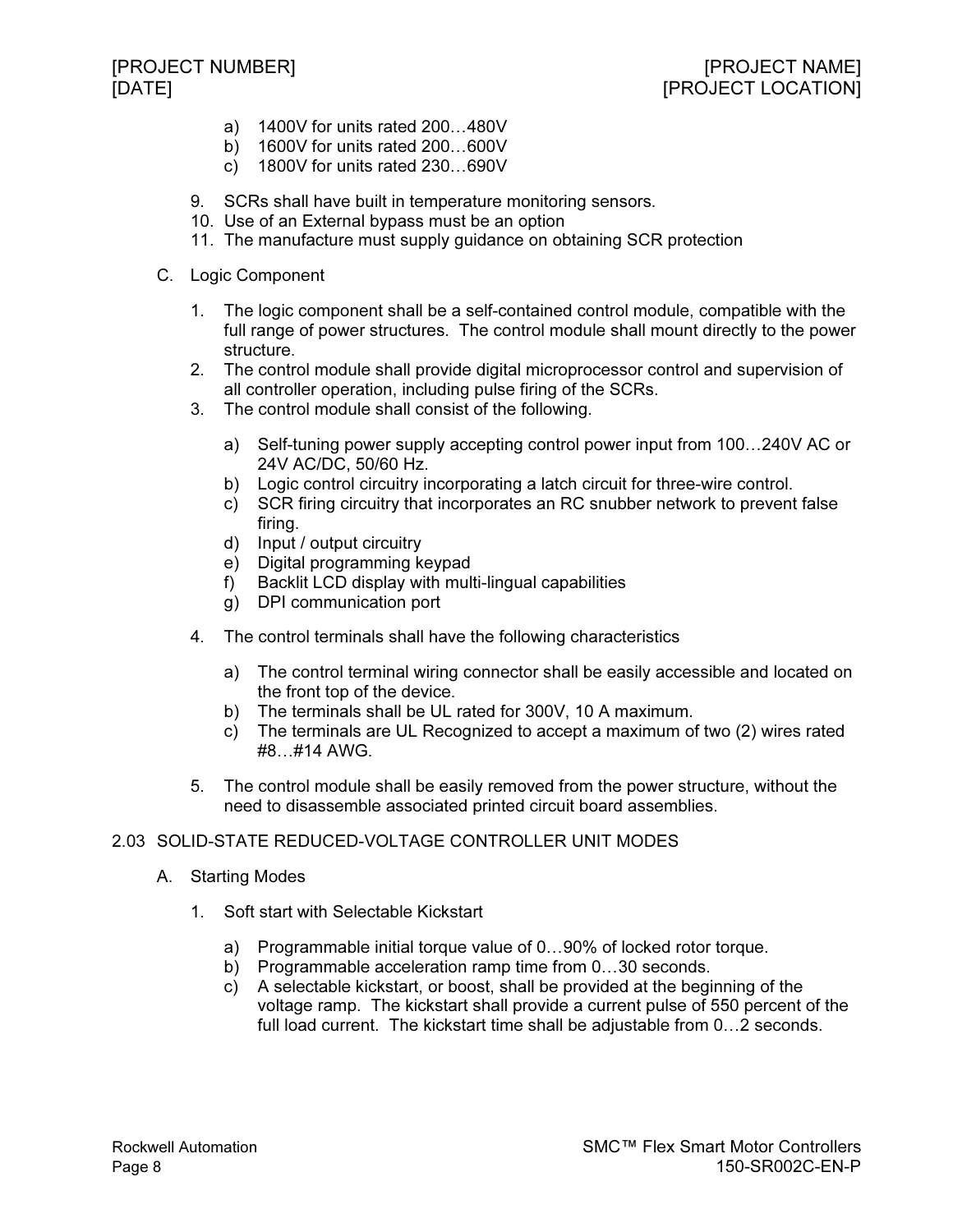a) 1400V for units rated 200…480V
b) 1600V for units rated 200…600V
c) 1800V for units rated 230…690V

9. SCRs shall have built in temperature monitoring sensors.
10. Use of an External bypass must be an option
11. The manufacture must supply guidance on obtaining SCR protection

C. Logic Component

1. The logic component shall be a self-contained control module, compatible with the full range of power structures. The control module shall mount directly to the power structure.
2. The control module shall provide digital microprocessor control and supervision of all controller operation, including pulse firing of the SCRs.
3. The control module shall consist of the following.

   a) Self-tuning power supply accepting control power input from 100…240V AC or 24V AC/DC, 50/60 Hz.
   b) Logic control circuitry incorporating a latch circuit for three-wire control.
   c) SCR firing circuitry that incorporates an RC snubber network to prevent false firing.
   d) Input / output circuitry
   e) Digital programming keypad
   f) Backlit LCD display with multi-lingual capabilities
   g) DPI communication port

4. The control terminals shall have the following characteristics

   a) The control terminal wiring connector shall be easily accessible and located on the front top of the device.
   b) The terminals shall be UL rated for 300V, 10 A maximum.
   c) The terminals are UL Recognized to accept a maximum of two (2) wires rated #8…#14 AWG.

5. The control module shall be easily removed from the power structure, without the need to disassemble associated printed circuit board assemblies.

## 2.03 SOLID-STATE REDUCED-VOLTAGE CONTROLLER UNIT MODES

A. Starting Modes

1. Soft start with Selectable Kickstart

   a) Programmable initial torque value of 0…90% of locked rotor torque.
   b) Programmable acceleration ramp time from 0…30 seconds.
   c) A selectable kickstart, or boost, shall be provided at the beginning of the voltage ramp. The kickstart shall provide a current pulse of 550 percent of the full load current. The kickstart time shall be adjustable from 0…2 seconds.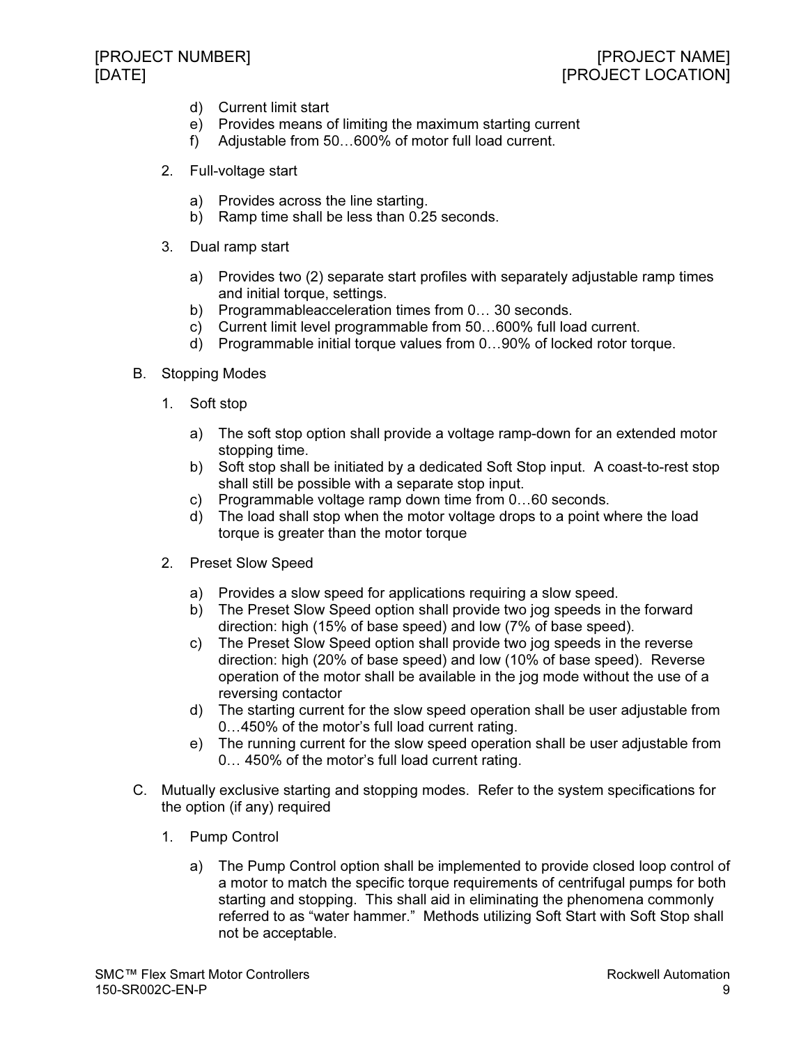d) Current limit start
e) Provides means of limiting the maximum starting current
f) Adjustable from 50…600% of motor full load current.

2. Full-voltage start

   a) Provides across the line starting.
   b) Ramp time shall be less than 0.25 seconds.

3. Dual ramp start

   a) Provides two (2) separate start profiles with separately adjustable ramp times and initial torque, settings.
   b) Programmableacceleration times from 0… 30 seconds.
   c) Current limit level programmable from 50…600% full load current.
   d) Programmable initial torque values from 0…90% of locked rotor torque.

B. Stopping Modes

1. Soft stop

   a) The soft stop option shall provide a voltage ramp-down for an extended motor stopping time.
   b) Soft stop shall be initiated by a dedicated Soft Stop input. A coast-to-rest stop shall still be possible with a separate stop input.
   c) Programmable voltage ramp down time from 0…60 seconds.
   d) The load shall stop when the motor voltage drops to a point where the load torque is greater than the motor torque

2. Preset Slow Speed

   a) Provides a slow speed for applications requiring a slow speed.
   b) The Preset Slow Speed option shall provide two jog speeds in the forward direction: high (15% of base speed) and low (7% of base speed).
   c) The Preset Slow Speed option shall provide two jog speeds in the reverse direction: high (20% of base speed) and low (10% of base speed). Reverse operation of the motor shall be available in the jog mode without the use of a reversing contactor
   d) The starting current for the slow speed operation shall be user adjustable from 0…450% of the motor's full load current rating.
   e) The running current for the slow speed operation shall be user adjustable from 0… 450% of the motor's full load current rating.

C. Mutually exclusive starting and stopping modes. Refer to the system specifications for the option (if any) required

1. Pump Control

   a) The Pump Control option shall be implemented to provide closed loop control of a motor to match the specific torque requirements of centrifugal pumps for both starting and stopping. This shall aid in eliminating the phenomena commonly referred to as "water hammer." Methods utilizing Soft Start with Soft Stop shall not be acceptable.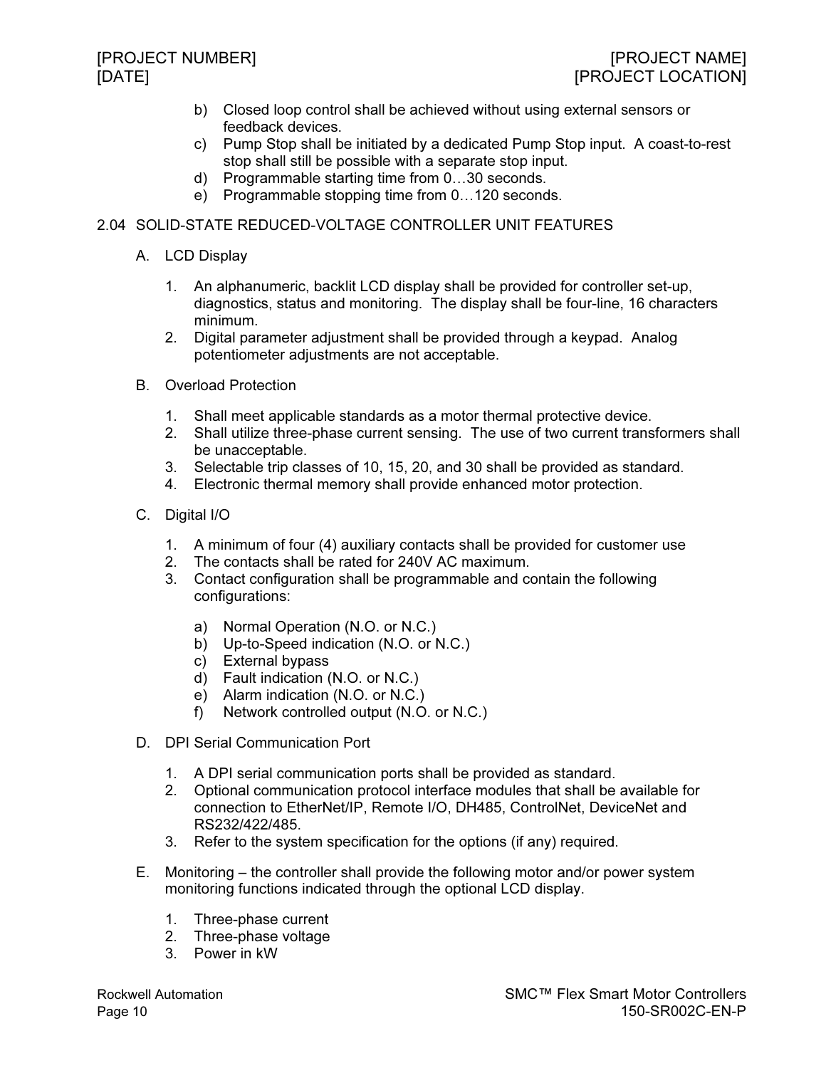b) Closed loop control shall be achieved without using external sensors or feedback devices.
c) Pump Stop shall be initiated by a dedicated Pump Stop input. A coast-to-rest stop shall still be possible with a separate stop input.
d) Programmable starting time from 0…30 seconds.
e) Programmable stopping time from 0…120 seconds.

## 2.04 SOLID-STATE REDUCED-VOLTAGE CONTROLLER UNIT FEATURES

A. LCD Display

1. An alphanumeric, backlit LCD display shall be provided for controller set-up, diagnostics, status and monitoring. The display shall be four-line, 16 characters minimum.
2. Digital parameter adjustment shall be provided through a keypad. Analog potentiometer adjustments are not acceptable.

B. Overload Protection

1. Shall meet applicable standards as a motor thermal protective device.
2. Shall utilize three-phase current sensing. The use of two current transformers shall be unacceptable.
3. Selectable trip classes of 10, 15, 20, and 30 shall be provided as standard.
4. Electronic thermal memory shall provide enhanced motor protection.

C. Digital I/O

1. A minimum of four (4) auxiliary contacts shall be provided for customer use
2. The contacts shall be rated for 240V AC maximum.
3. Contact configuration shall be programmable and contain the following configurations:

   a) Normal Operation (N.O. or N.C.)
   b) Up-to-Speed indication (N.O. or N.C.)
   c) External bypass
   d) Fault indication (N.O. or N.C.)
   e) Alarm indication (N.O. or N.C.)
   f) Network controlled output (N.O. or N.C.)

D. DPI Serial Communication Port

1. A DPI serial communication ports shall be provided as standard.
2. Optional communication protocol interface modules that shall be available for connection to EtherNet/IP, Remote I/O, DH485, ControlNet, DeviceNet and RS232/422/485.
3. Refer to the system specification for the options (if any) required.

E. Monitoring – the controller shall provide the following motor and/or power system monitoring functions indicated through the optional LCD display.

1. Three-phase current
2. Three-phase voltage
3. Power in kW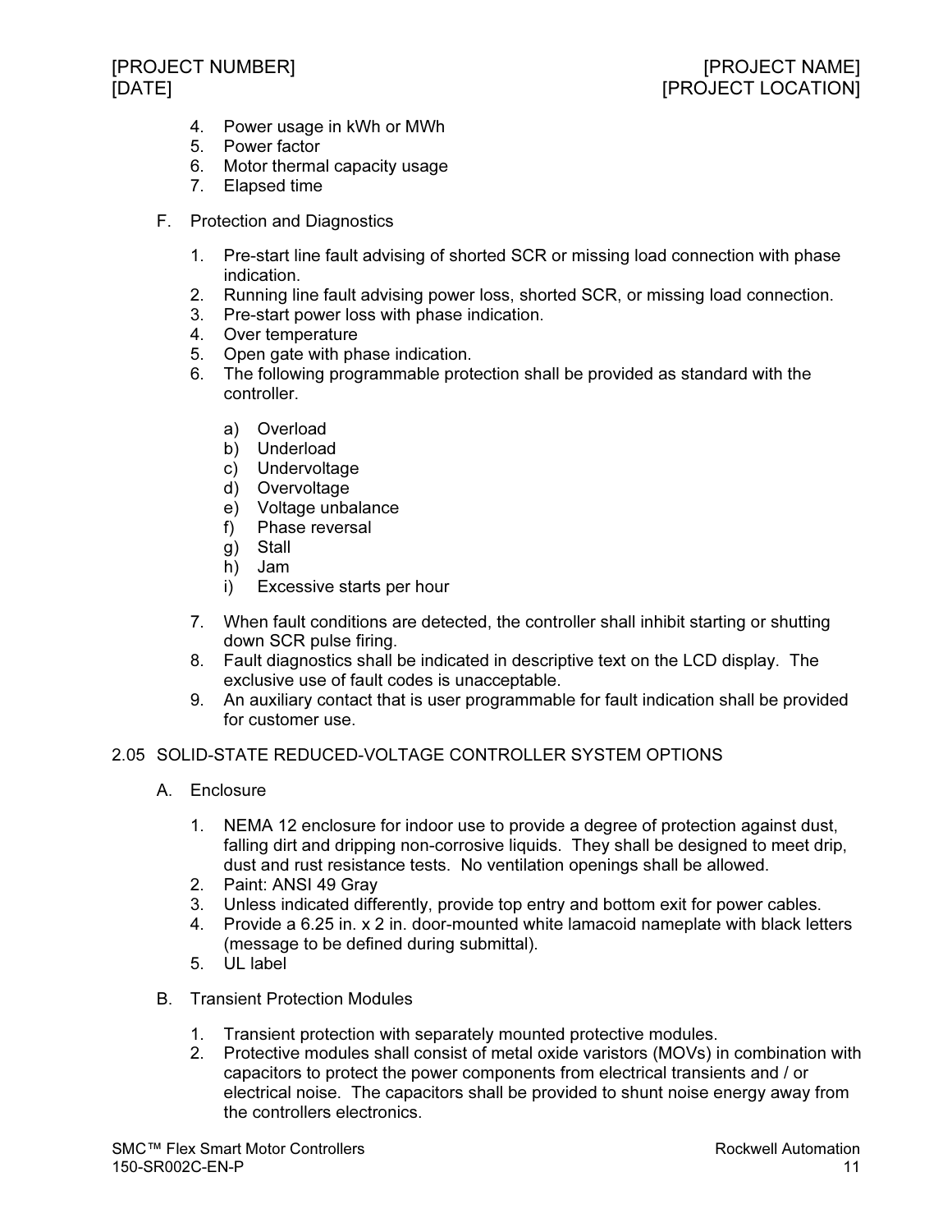4. Power usage in kWh or MWh
5. Power factor
6. Motor thermal capacity usage
7. Elapsed time

F. Protection and Diagnostics

1. Pre-start line fault advising of shorted SCR or missing load connection with phase indication.
2. Running line fault advising power loss, shorted SCR, or missing load connection.
3. Pre-start power loss with phase indication.
4. Over temperature
5. Open gate with phase indication.
6. The following programmable protection shall be provided as standard with the controller.

   a) Overload
   b) Underload
   c) Undervoltage
   d) Overvoltage
   e) Voltage unbalance
   f) Phase reversal
   g) Stall
   h) Jam
   i) Excessive starts per hour

7. When fault conditions are detected, the controller shall inhibit starting or shutting down SCR pulse firing.
8. Fault diagnostics shall be indicated in descriptive text on the LCD display. The exclusive use of fault codes is unacceptable.
9. An auxiliary contact that is user programmable for fault indication shall be provided for customer use.

## 2.05 SOLID-STATE REDUCED-VOLTAGE CONTROLLER SYSTEM OPTIONS

A. Enclosure

1. NEMA 12 enclosure for indoor use to provide a degree of protection against dust, falling dirt and dripping non-corrosive liquids. They shall be designed to meet drip, dust and rust resistance tests. No ventilation openings shall be allowed.
2. Paint: ANSI 49 Gray
3. Unless indicated differently, provide top entry and bottom exit for power cables.
4. Provide a 6.25 in. x 2 in. door-mounted white lamacoid nameplate with black letters (message to be defined during submittal).
5. UL label

B. Transient Protection Modules

1. Transient protection with separately mounted protective modules.
2. Protective modules shall consist of metal oxide varistors (MOVs) in combination with capacitors to protect the power components from electrical transients and / or electrical noise. The capacitors shall be provided to shunt noise energy away from the controllers electronics.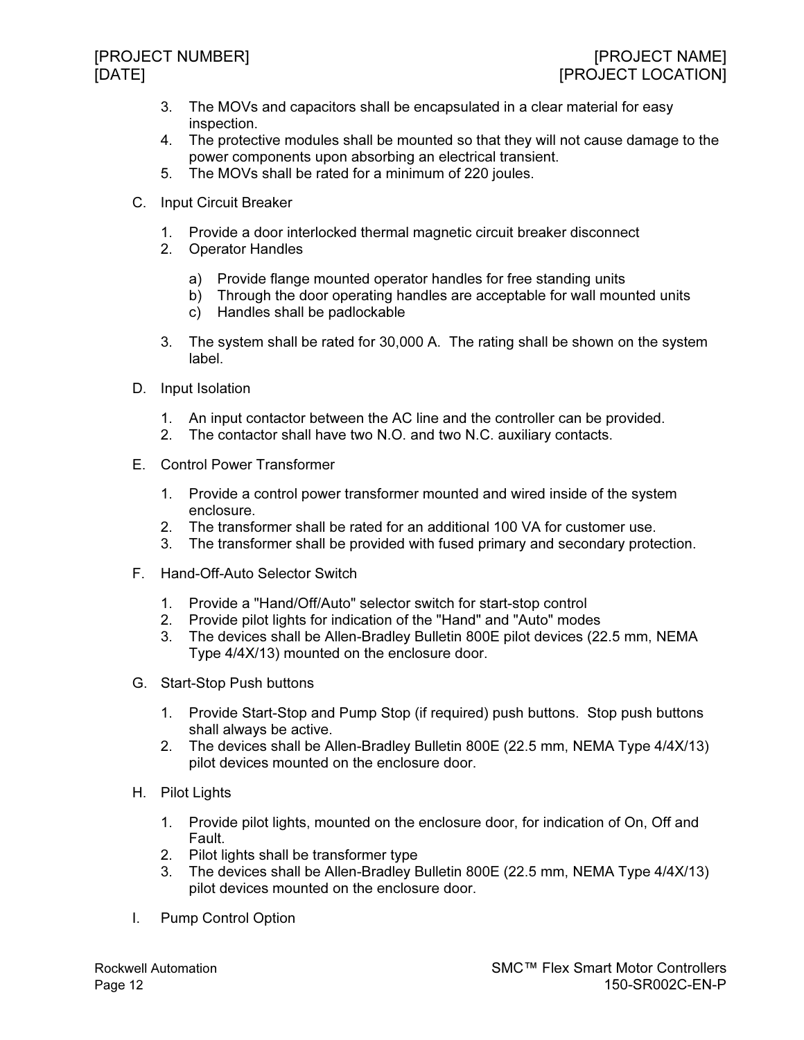3. The MOVs and capacitors shall be encapsulated in a clear material for easy inspection.
4. The protective modules shall be mounted so that they will not cause damage to the power components upon absorbing an electrical transient.
5. The MOVs shall be rated for a minimum of 220 joules.

C. Input Circuit Breaker

1. Provide a door interlocked thermal magnetic circuit breaker disconnect
2. Operator Handles

    a) Provide flange mounted operator handles for free standing units
    b) Through the door operating handles are acceptable for wall mounted units
    c) Handles shall be padlockable

3. The system shall be rated for 30,000 A. The rating shall be shown on the system label.

D. Input Isolation

1. An input contactor between the AC line and the controller can be provided.
2. The contactor shall have two N.O. and two N.C. auxiliary contacts.

E. Control Power Transformer

1. Provide a control power transformer mounted and wired inside of the system enclosure.
2. The transformer shall be rated for an additional 100 VA for customer use.
3. The transformer shall be provided with fused primary and secondary protection.

F. Hand-Off-Auto Selector Switch

1. Provide a "Hand/Off/Auto" selector switch for start-stop control
2. Provide pilot lights for indication of the "Hand" and "Auto" modes
3. The devices shall be Allen-Bradley Bulletin 800E pilot devices (22.5 mm, NEMA Type 4/4X/13) mounted on the enclosure door.

G. Start-Stop Push buttons

1. Provide Start-Stop and Pump Stop (if required) push buttons. Stop push buttons shall always be active.
2. The devices shall be Allen-Bradley Bulletin 800E (22.5 mm, NEMA Type 4/4X/13) pilot devices mounted on the enclosure door.

H. Pilot Lights

1. Provide pilot lights, mounted on the enclosure door, for indication of On, Off and Fault.
2. Pilot lights shall be transformer type
3. The devices shall be Allen-Bradley Bulletin 800E (22.5 mm, NEMA Type 4/4X/13) pilot devices mounted on the enclosure door.

I. Pump Control Option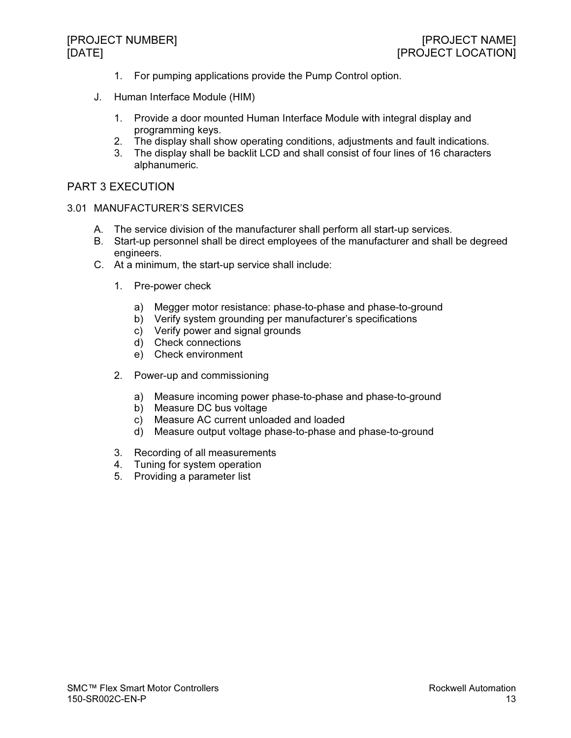1. For pumping applications provide the Pump Control option.

J. Human Interface Module (HIM)

   1. Provide a door mounted Human Interface Module with integral display and programming keys.
   2. The display shall show operating conditions, adjustments and fault indications.
   3. The display shall be backlit LCD and shall consist of four lines of 16 characters alphanumeric.

## PART 3 EXECUTION

### 3.01 MANUFACTURER'S SERVICES

A. The service division of the manufacturer shall perform all start-up services.

B. Start-up personnel shall be direct employees of the manufacturer and shall be degreed engineers.

C. At a minimum, the start-up service shall include:

   1. Pre-power check

      a) Megger motor resistance: phase-to-phase and phase-to-ground
      b) Verify system grounding per manufacturer's specifications
      c) Verify power and signal grounds
      d) Check connections
      e) Check environment

   2. Power-up and commissioning

      a) Measure incoming power phase-to-phase and phase-to-ground
      b) Measure DC bus voltage
      c) Measure AC current unloaded and loaded
      d) Measure output voltage phase-to-phase and phase-to-ground

   3. Recording of all measurements
   4. Tuning for system operation
   5. Providing a parameter list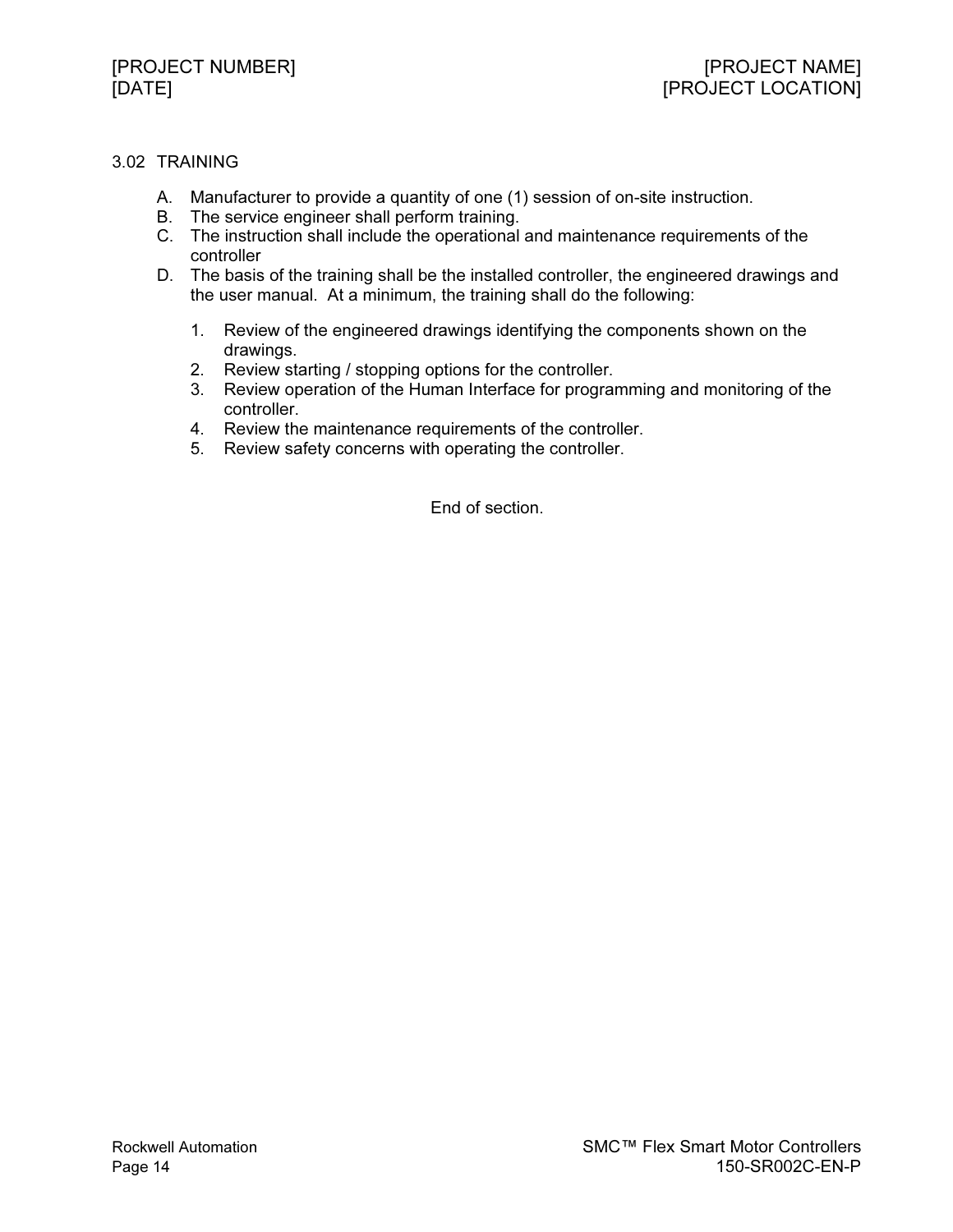### 3.02 TRAINING

A. Manufacturer to provide a quantity of one (1) session of on-site instruction.
B. The service engineer shall perform training.
C. The instruction shall include the operational and maintenance requirements of the controller
D. The basis of the training shall be the installed controller, the engineered drawings and the user manual. At a minimum, the training shall do the following:

    1. Review of the engineered drawings identifying the components shown on the drawings.
    2. Review starting / stopping options for the controller.
    3. Review operation of the Human Interface for programming and monitoring of the controller.
    4. Review the maintenance requirements of the controller.
    5. Review safety concerns with operating the controller.

End of section.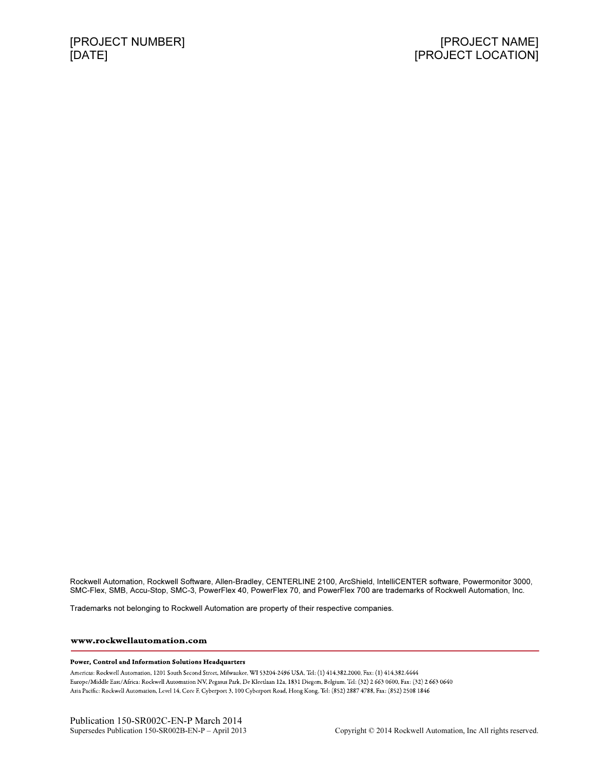[PROJECT NUMBER]
[DATE]

[PROJECT NAME]
[PROJECT LOCATION]

Rockwell Automation, Rockwell Software, Allen-Bradley, CENTERLINE 2100, ArcShield, IntelliCENTER software, Powermonitor 3000, SMC-Flex, SMB, Accu-Stop, SMC-3, PowerFlex 40, PowerFlex 70, and PowerFlex 700 are trademarks of Rockwell Automation, Inc.

Trademarks not belonging to Rockwell Automation are property of their respective companies.

**www.rockwellautomation.com**

**Power, Control and Information Solutions Headquarters**

Americas: Rockwell Automation, 1201 South Second Street, Milwaukee, WI 53204-2496 USA, Tel: (1) 414.382.2000, Fax: (1) 414.382.4444
Europe/Middle East/Africa: Rockwell Automation NV, Pegasus Park, De Kleetlaan 12a, 1831 Diegem, Belgium, Tel: (32) 2 663 0600, Fax: (32) 2 663 0640
Asia Pacific: Rockwell Automation, Level 14, Core F, Cyberport 3, 100 Cyberport Road, Hong Kong, Tel: (852) 2887 4788, Fax: (852) 2508 1846

Publication 150-SR002C-EN-P March 2014
Supersedes Publication 150-SR002B-EN-P – April 2013

Copyright © 2014 Rockwell Automation, Inc All rights reserved.